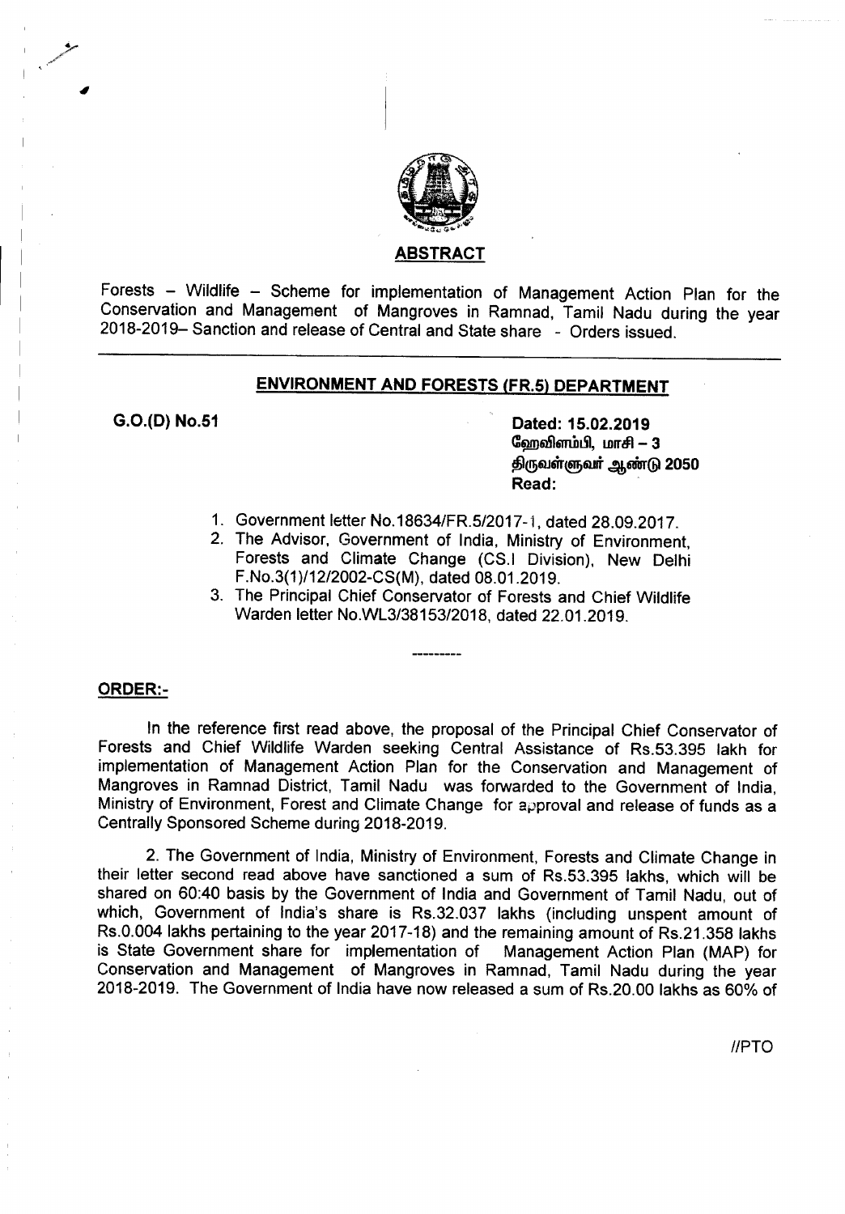## ABSTRACT

Forests – Wildlife – Scheme for implementation of Management Action Plan for the Conservation and Management of Mangroves in Ramnad, Tamil Nadu during the year 2018-2019– Sanction and release of Central and State share - Orders issued.

---

## ENVIRONMENT AND FORESTS (FR.5) DEPARTMENT

**G.O.(D) No.51**

**Dated: 15.02.2019**
**ஹேவிளம்பி, மாசி – 3**
**திருவள்ளுவர் ஆண்டு 2050**
**Read:**

1. Government letter No.18634/FR.5/2017-1, dated 28.09.2017.
2. The Advisor, Government of India, Ministry of Environment, Forests and Climate Change (CS.I Division), New Delhi F.No.3(1)/12/2002-CS(M), dated 08.01.2019.
3. The Principal Chief Conservator of Forests and Chief Wildlife Warden letter No.WL3/38153/2018, dated 22.01.2019.

---------

### ORDER:-

In the reference first read above, the proposal of the Principal Chief Conservator of Forests and Chief Wildlife Warden seeking Central Assistance of Rs.53.395 lakh for implementation of Management Action Plan for the Conservation and Management of Mangroves in Ramnad District, Tamil Nadu was forwarded to the Government of India, Ministry of Environment, Forest and Climate Change for approval and release of funds as a Centrally Sponsored Scheme during 2018-2019.

2. The Government of India, Ministry of Environment, Forests and Climate Change in their letter second read above have sanctioned a sum of Rs.53.395 lakhs, which will be shared on 60:40 basis by the Government of India and Government of Tamil Nadu, out of which, Government of India's share is Rs.32.037 lakhs (including unspent amount of Rs.0.004 lakhs pertaining to the year 2017-18) and the remaining amount of Rs.21.358 lakhs is State Government share for implementation of Management Action Plan (MAP) for Conservation and Management of Mangroves in Ramnad, Tamil Nadu during the year 2018-2019. The Government of India have now released a sum of Rs.20.00 lakhs as 60% of

//PTO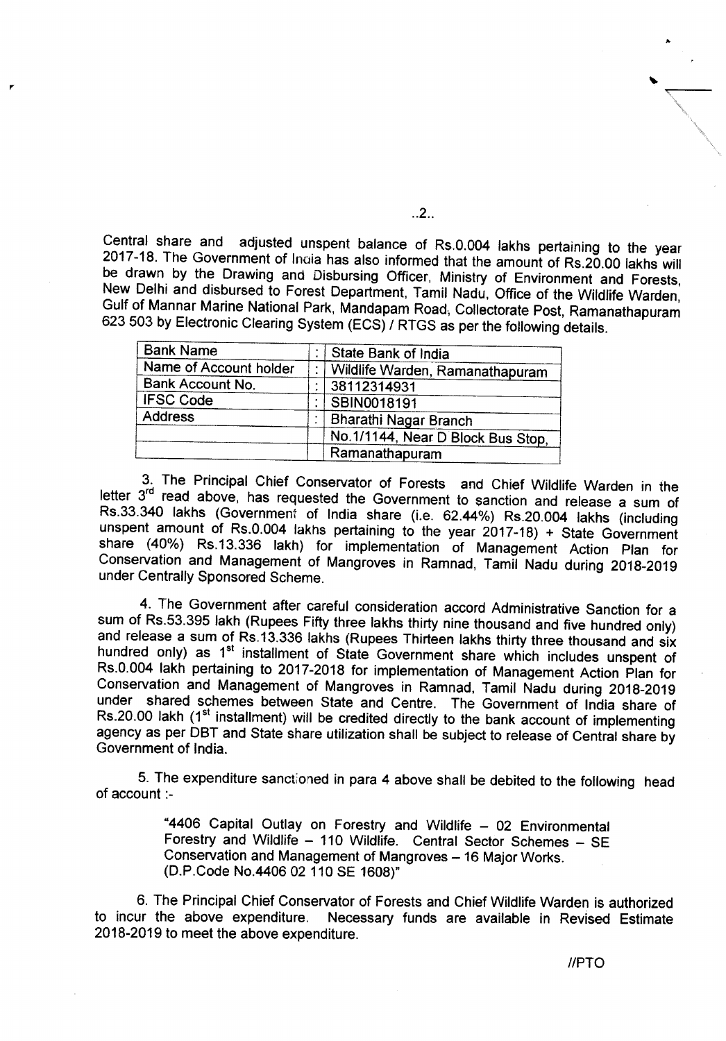Central share and adjusted unspent balance of Rs.0.004 lakhs pertaining to the year 2017-18. The Government of India has also informed that the amount of Rs.20.00 lakhs will be drawn by the Drawing and Disbursing Officer, Ministry of Environment and Forests, New Delhi and disbursed to Forest Department, Tamil Nadu, Office of the Wildlife Warden, Gulf of Mannar Marine National Park, Mandapam Road, Collectorate Post, Ramanathapuram 623 503 by Electronic Clearing System (ECS) / RTGS as per the following details.

| | | |
|---|---|---|
| Bank Name | : | State Bank of India |
| Name of Account holder | : | Wildlife Warden, Ramanathapuram |
| Bank Account No. | : | 38112314931 |
| IFSC Code | : | SBIN0018191 |
| Address | : | Bharathi Nagar Branch |
| | | No.1/1144, Near D Block Bus Stop, |
| | | Ramanathapuram |

3. The Principal Chief Conservator of Forests and Chief Wildlife Warden in the letter 3rd read above, has requested the Government to sanction and release a sum of Rs.33.340 lakhs (Government of India share (i.e. 62.44%) Rs.20.004 lakhs (including unspent amount of Rs.0.004 lakhs pertaining to the year 2017-18) + State Government share (40%) Rs.13.336 lakh) for implementation of Management Action Plan for Conservation and Management of Mangroves in Ramnad, Tamil Nadu during 2018-2019 under Centrally Sponsored Scheme.

4. The Government after careful consideration accord Administrative Sanction for a sum of Rs.53.395 lakh (Rupees Fifty three lakhs thirty nine thousand and five hundred only) and release a sum of Rs.13.336 lakhs (Rupees Thirteen lakhs thirty three thousand and six hundred only) as 1st installment of State Government share which includes unspent of Rs.0.004 lakh pertaining to 2017-2018 for implementation of Management Action Plan for Conservation and Management of Mangroves in Ramnad, Tamil Nadu during 2018-2019 under shared schemes between State and Centre. The Government of India share of Rs.20.00 lakh (1st installment) will be credited directly to the bank account of implementing agency as per DBT and State share utilization shall be subject to release of Central share by Government of India.

5. The expenditure sanctioned in para 4 above shall be debited to the following head of account :-

> "4406 Capital Outlay on Forestry and Wildlife – 02 Environmental Forestry and Wildlife – 110 Wildlife. Central Sector Schemes – SE Conservation and Management of Mangroves – 16 Major Works. (D.P.Code No.4406 02 110 SE 1608)"

6. The Principal Chief Conservator of Forests and Chief Wildlife Warden is authorized to incur the above expenditure. Necessary funds are available in Revised Estimate 2018-2019 to meet the above expenditure.

//PTO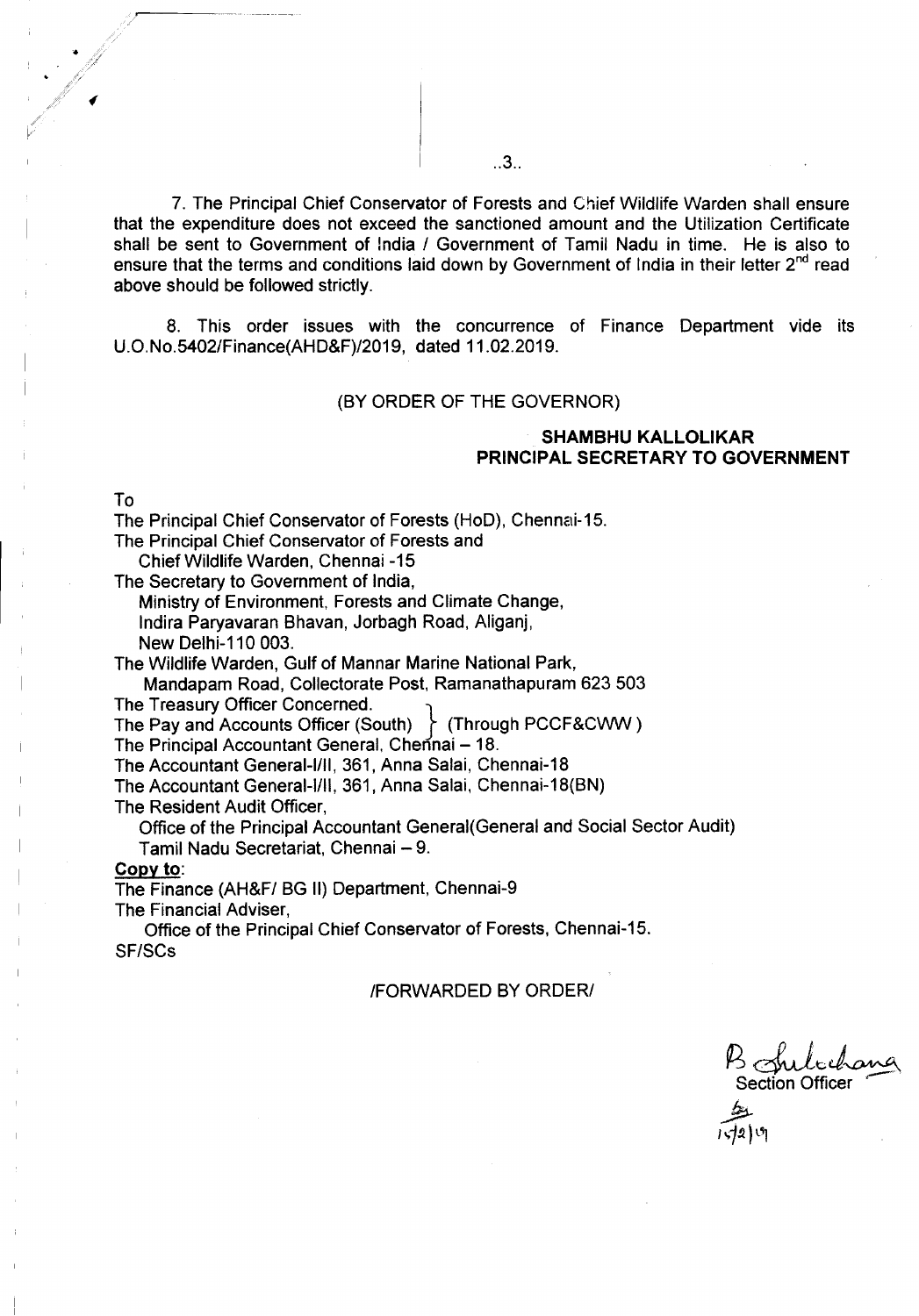7. The Principal Chief Conservator of Forests and Chief Wildlife Warden shall ensure that the expenditure does not exceed the sanctioned amount and the Utilization Certificate shall be sent to Government of India / Government of Tamil Nadu in time. He is also to ensure that the terms and conditions laid down by Government of India in their letter 2nd read above should be followed strictly.

8. This order issues with the concurrence of Finance Department vide its U.O.No.5402/Finance(AHD&F)/2019, dated 11.02.2019.

(BY ORDER OF THE GOVERNOR)

**SHAMBHU KALLOLIKAR**
**PRINCIPAL SECRETARY TO GOVERNMENT**

To

The Principal Chief Conservator of Forests (HoD), Chennai-15.
The Principal Chief Conservator of Forests and
Chief Wildlife Warden, Chennai -15
The Secretary to Government of India,
Ministry of Environment, Forests and Climate Change,
Indira Paryavaran Bhavan, Jorbagh Road, Aliganj,
New Delhi-110 003.
The Wildlife Warden, Gulf of Mannar Marine National Park,
Mandapam Road, Collectorate Post, Ramanathapuram 623 503
The Treasury Officer Concerned.
The Pay and Accounts Officer (South) } (Through PCCF&CWW)
The Principal Accountant General, Chennai – 18.
The Accountant General-I/II, 361, Anna Salai, Chennai-18
The Accountant General-I/II, 361, Anna Salai, Chennai-18(BN)
The Resident Audit Officer,
Office of the Principal Accountant General(General and Social Sector Audit)
Tamil Nadu Secretariat, Chennai – 9.

**Copy to**:

The Finance (AH&F/ BG II) Department, Chennai-9
The Financial Adviser,
Office of the Principal Chief Conservator of Forests, Chennai-15.
SF/SCs

/FORWARDED BY ORDER/

Section Officer
15/2/19